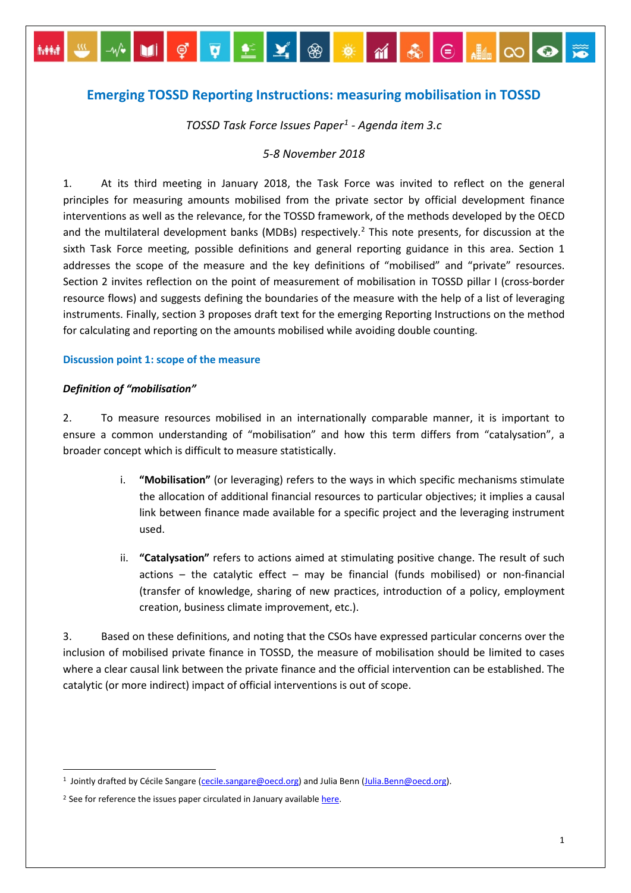# Emerging TOSSD Reporting Instructions: measuring mobilisation in TOSSD

*TOSSD Task Force Issues Paper[1] - Agenda item 3.c*

*5-8 November 2018*

1. At its third meeting in January 2018, the Task Force was invited to reflect on the general principles for measuring amounts mobilised from the private sector by official development finance interventions as well as the relevance, for the TOSSD framework, of the methods developed by the OECD and the multilateral development banks (MDBs) respectively.[2] This note presents, for discussion at the sixth Task Force meeting, possible definitions and general reporting guidance in this area. Section 1 addresses the scope of the measure and the key definitions of "mobilised" and "private" resources. Section 2 invites reflection on the point of measurement of mobilisation in TOSSD pillar I (cross-border resource flows) and suggests defining the boundaries of the measure with the help of a list of leveraging instruments. Finally, section 3 proposes draft text for the emerging Reporting Instructions on the method for calculating and reporting on the amounts mobilised while avoiding double counting.

## Discussion point 1: scope of the measure

### *Definition of "mobilisation"*

2. To measure resources mobilised in an internationally comparable manner, it is important to ensure a common understanding of "mobilisation" and how this term differs from "catalysation", a broader concept which is difficult to measure statistically.

i. **"Mobilisation"** (or leveraging) refers to the ways in which specific mechanisms stimulate the allocation of additional financial resources to particular objectives; it implies a causal link between finance made available for a specific project and the leveraging instrument used.

ii. **"Catalysation"** refers to actions aimed at stimulating positive change. The result of such actions – the catalytic effect – may be financial (funds mobilised) or non-financial (transfer of knowledge, sharing of new practices, introduction of a policy, employment creation, business climate improvement, etc.).

3. Based on these definitions, and noting that the CSOs have expressed particular concerns over the inclusion of mobilised private finance in TOSSD, the measure of mobilisation should be limited to cases where a clear causal link between the private finance and the official intervention can be established. The catalytic (or more indirect) impact of official interventions is out of scope.

---

[1] Jointly drafted by Cécile Sangare (cecile.sangare@oecd.org) and Julia Benn (Julia.Benn@oecd.org).

[2] See for reference the issues paper circulated in January available here.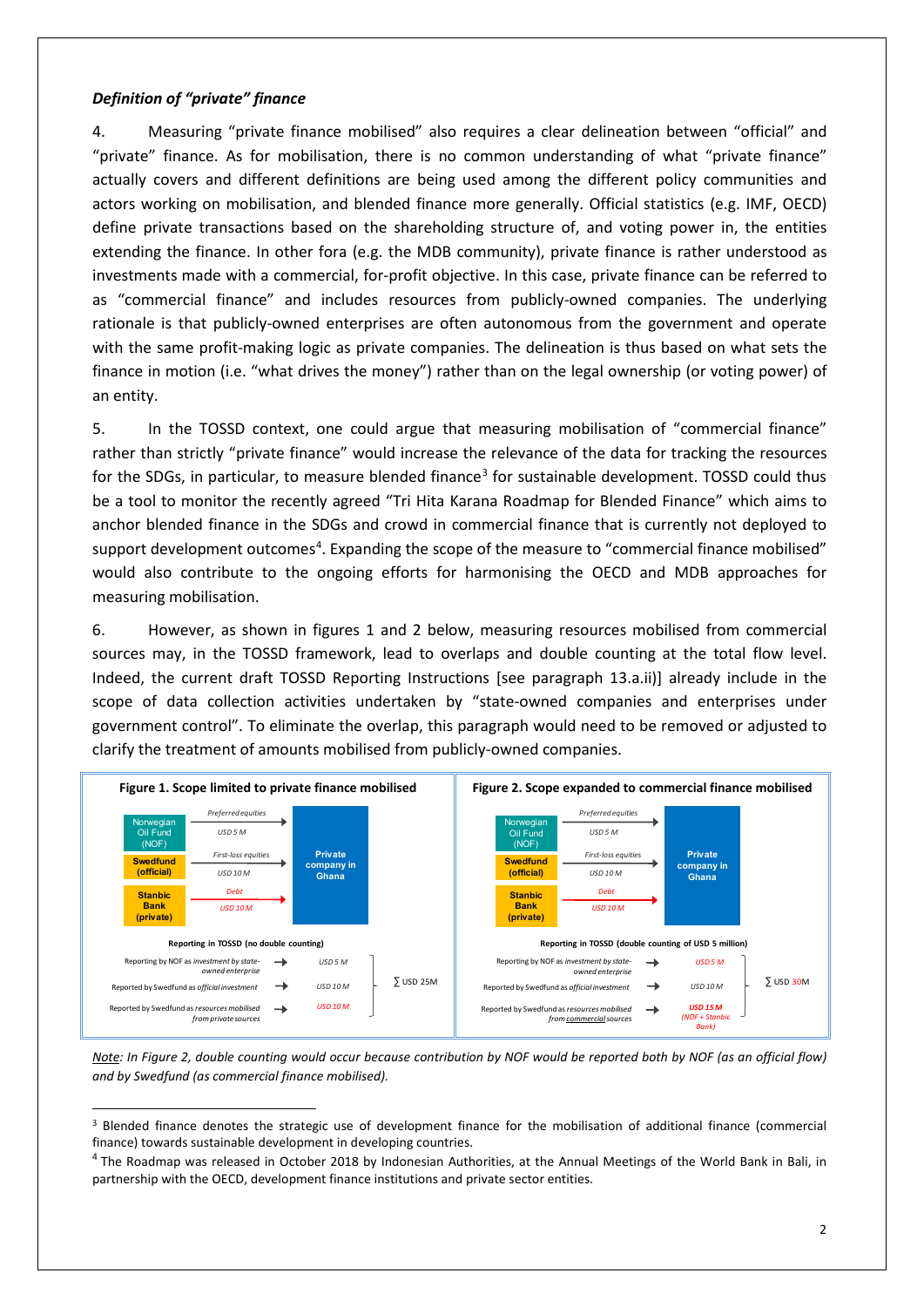### *Definition of "private" finance*

4. Measuring "private finance mobilised" also requires a clear delineation between "official" and "private" finance. As for mobilisation, there is no common understanding of what "private finance" actually covers and different definitions are being used among the different policy communities and actors working on mobilisation, and blended finance more generally. Official statistics (e.g. IMF, OECD) define private transactions based on the shareholding structure of, and voting power in, the entities extending the finance. In other fora (e.g. the MDB community), private finance is rather understood as investments made with a commercial, for-profit objective. In this case, private finance can be referred to as "commercial finance" and includes resources from publicly-owned companies. The underlying rationale is that publicly-owned enterprises are often autonomous from the government and operate with the same profit-making logic as private companies. The delineation is thus based on what sets the finance in motion (i.e. "what drives the money") rather than on the legal ownership (or voting power) of an entity.

5. In the TOSSD context, one could argue that measuring mobilisation of "commercial finance" rather than strictly "private finance" would increase the relevance of the data for tracking the resources for the SDGs, in particular, to measure blended finance[3] for sustainable development. TOSSD could thus be a tool to monitor the recently agreed "Tri Hita Karana Roadmap for Blended Finance" which aims to anchor blended finance in the SDGs and crowd in commercial finance that is currently not deployed to support development outcomes[4]. Expanding the scope of the measure to "commercial finance mobilised" would also contribute to the ongoing efforts for harmonising the OECD and MDB approaches for measuring mobilisation.

6. However, as shown in figures 1 and 2 below, measuring resources mobilised from commercial sources may, in the TOSSD framework, lead to overlaps and double counting at the total flow level. Indeed, the current draft TOSSD Reporting Instructions [see paragraph 13.a.ii)] already include in the scope of data collection activities undertaken by "state-owned companies and enterprises under government control". To eliminate the overlap, this paragraph would need to be removed or adjusted to clarify the treatment of amounts mobilised from publicly-owned companies.

**Figure 1. Scope limited to private finance mobilised**

- Norwegian Oil Fund (NOF) → *Preferred equities*, *USD 5 M* → Private company in Ghana
- Swedfund (official) → *First-loss equities*, *USD 10 M* → Private company in Ghana
- Stanbic Bank (private) → *Debt*, *USD 10 M* → Private company in Ghana

**Reporting in TOSSD (no double counting)**

| | | |
|---|---|---|
| Reporting by NOF as *investment by state-owned enterprise* | → *USD 5 M* | |
| Reported by Swedfund as *official investment* | → *USD 10 M* | ∑ USD 25M |
| Reported by Swedfund as *resources mobilised from private sources* | → *USD 10 M* | |

**Figure 2. Scope expanded to commercial finance mobilised**

- Norwegian Oil Fund (NOF) → *Preferred equities*, *USD 5 M* → Private company in Ghana
- Swedfund (official) → *First-loss equities*, *USD 10 M* → Private company in Ghana
- Stanbic Bank (private) → *Debt*, *USD 10 M* → Private company in Ghana

**Reporting in TOSSD (double counting of USD 5 million)**

| | | |
|---|---|---|
| Reporting by NOF as *investment by state-owned enterprise* | → *USD 5 M* | |
| Reported by Swedfund as *official investment* | → *USD 10 M* | ∑ USD 30M |
| Reported by Swedfund as *resources mobilised from commercial sources* | → ***USD 15 M*** *(NOF + Stanbic Bank)* | |

*Note: In Figure 2, double counting would occur because contribution by NOF would be reported both by NOF (as an official flow) and by Swedfund (as commercial finance mobilised).*

[3] Blended finance denotes the strategic use of development finance for the mobilisation of additional finance (commercial finance) towards sustainable development in developing countries.

[4] The Roadmap was released in October 2018 by Indonesian Authorities, at the Annual Meetings of the World Bank in Bali, in partnership with the OECD, development finance institutions and private sector entities.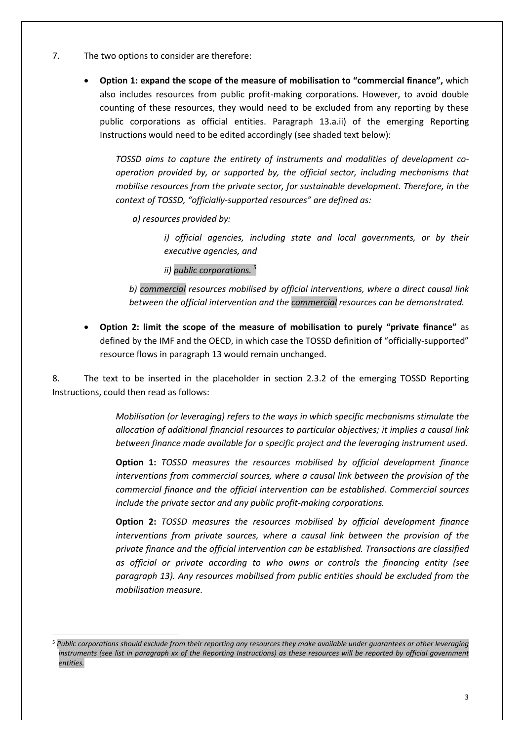7. The two options to consider are therefore:

- **Option 1: expand the scope of the measure of mobilisation to "commercial finance",** which also includes resources from public profit-making corporations. However, to avoid double counting of these resources, they would need to be excluded from any reporting by these public corporations as official entities. Paragraph 13.a.ii) of the emerging Reporting Instructions would need to be edited accordingly (see shaded text below):

  *TOSSD aims to capture the entirety of instruments and modalities of development co-operation provided by, or supported by, the official sector, including mechanisms that mobilise resources from the private sector, for sustainable development. Therefore, in the context of TOSSD, "officially-supported resources" are defined as:*

  *a) resources provided by:*

  *i) official agencies, including state and local governments, or by their executive agencies, and*

  *ii) public corporations.* [5]

  *b) commercial resources mobilised by official interventions, where a direct causal link between the official intervention and the commercial resources can be demonstrated.*

- **Option 2: limit the scope of the measure of mobilisation to purely "private finance"** as defined by the IMF and the OECD, in which case the TOSSD definition of "officially-supported" resource flows in paragraph 13 would remain unchanged.

8. The text to be inserted in the placeholder in section 2.3.2 of the emerging TOSSD Reporting Instructions, could then read as follows:

*Mobilisation (or leveraging) refers to the ways in which specific mechanisms stimulate the allocation of additional financial resources to particular objectives; it implies a causal link between finance made available for a specific project and the leveraging instrument used.*

**Option 1:** *TOSSD measures the resources mobilised by official development finance interventions from commercial sources, where a causal link between the provision of the commercial finance and the official intervention can be established. Commercial sources include the private sector and any public profit-making corporations.*

**Option 2:** *TOSSD measures the resources mobilised by official development finance interventions from private sources, where a causal link between the provision of the private finance and the official intervention can be established. Transactions are classified as official or private according to who owns or controls the financing entity (see paragraph 13). Any resources mobilised from public entities should be excluded from the mobilisation measure.*

---

[5] *Public corporations should exclude from their reporting any resources they make available under guarantees or other leveraging instruments (see list in paragraph xx of the Reporting Instructions) as these resources will be reported by official government entities.*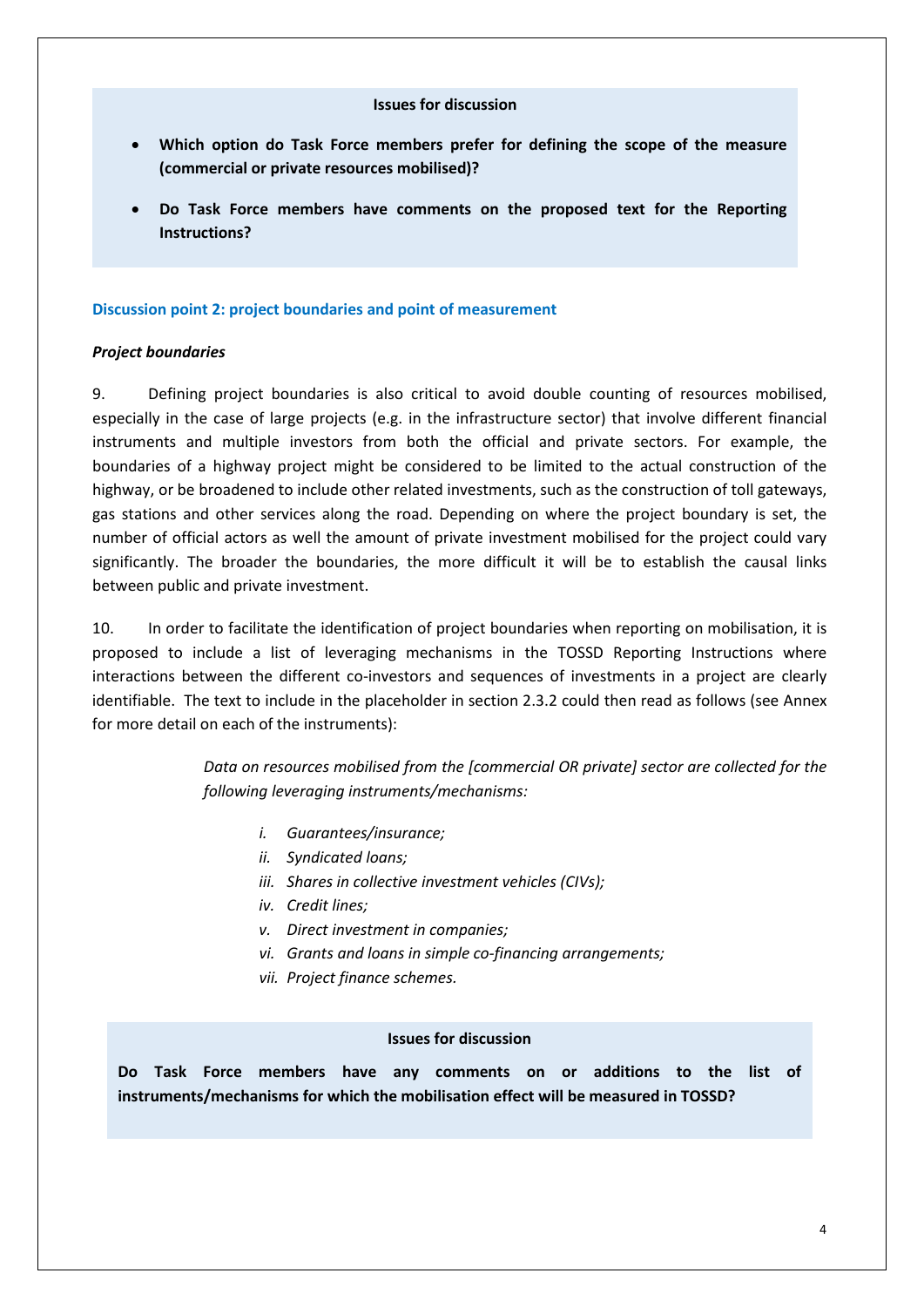**Issues for discussion**

- **Which option do Task Force members prefer for defining the scope of the measure (commercial or private resources mobilised)?**
- **Do Task Force members have comments on the proposed text for the Reporting Instructions?**

### Discussion point 2: project boundaries and point of measurement

***Project boundaries***

9. Defining project boundaries is also critical to avoid double counting of resources mobilised, especially in the case of large projects (e.g. in the infrastructure sector) that involve different financial instruments and multiple investors from both the official and private sectors. For example, the boundaries of a highway project might be considered to be limited to the actual construction of the highway, or be broadened to include other related investments, such as the construction of toll gateways, gas stations and other services along the road. Depending on where the project boundary is set, the number of official actors as well the amount of private investment mobilised for the project could vary significantly. The broader the boundaries, the more difficult it will be to establish the causal links between public and private investment.

10. In order to facilitate the identification of project boundaries when reporting on mobilisation, it is proposed to include a list of leveraging mechanisms in the TOSSD Reporting Instructions where interactions between the different co-investors and sequences of investments in a project are clearly identifiable. The text to include in the placeholder in section 2.3.2 could then read as follows (see Annex for more detail on each of the instruments):

> *Data on resources mobilised from the [commercial OR private] sector are collected for the following leveraging instruments/mechanisms:*
>
> *i. Guarantees/insurance;*
> *ii. Syndicated loans;*
> *iii. Shares in collective investment vehicles (CIVs);*
> *iv. Credit lines;*
> *v. Direct investment in companies;*
> *vi. Grants and loans in simple co-financing arrangements;*
> *vii. Project finance schemes.*

**Issues for discussion**

**Do Task Force members have any comments on or additions to the list of instruments/mechanisms for which the mobilisation effect will be measured in TOSSD?**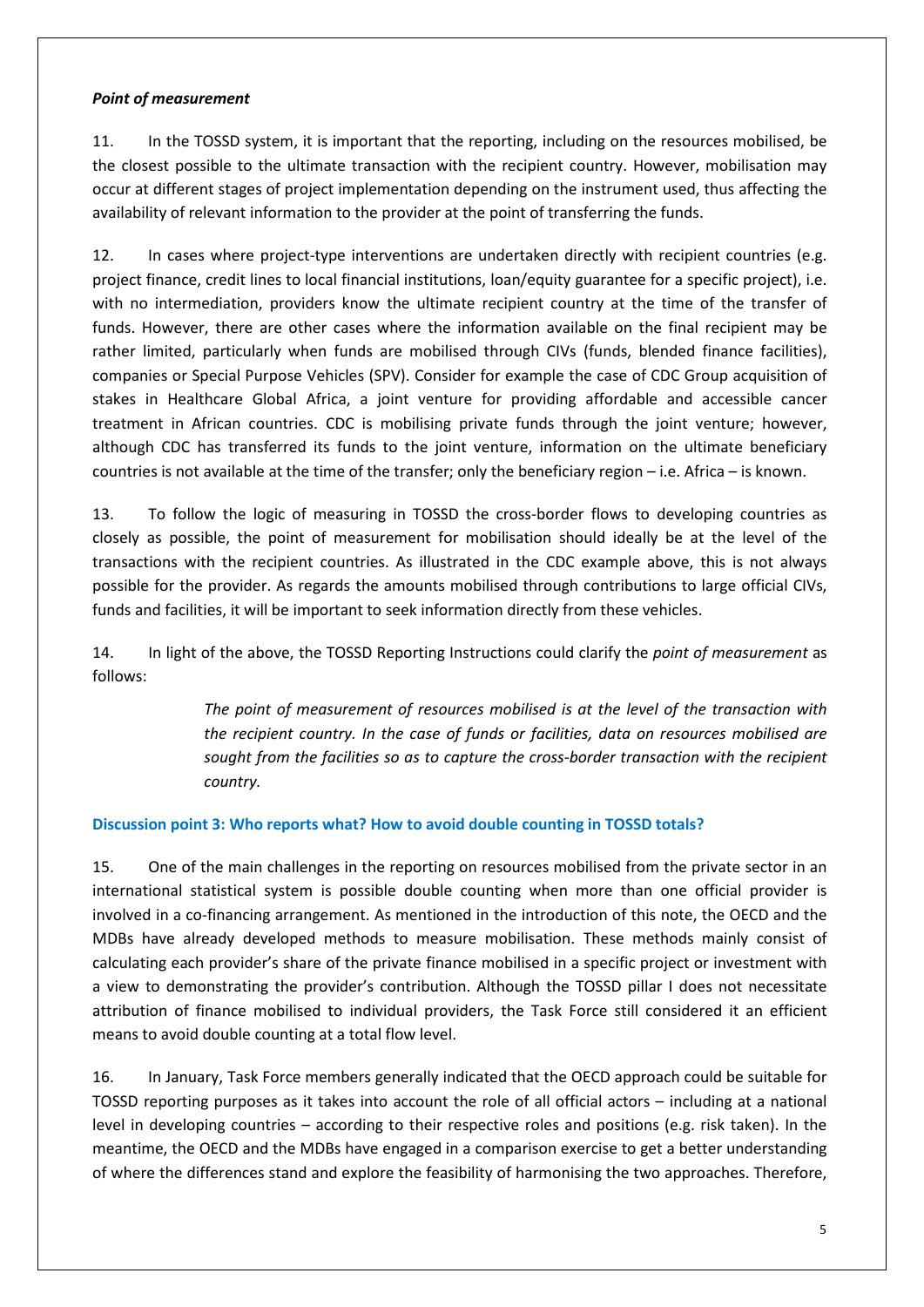***Point of measurement***

11. In the TOSSD system, it is important that the reporting, including on the resources mobilised, be the closest possible to the ultimate transaction with the recipient country. However, mobilisation may occur at different stages of project implementation depending on the instrument used, thus affecting the availability of relevant information to the provider at the point of transferring the funds.

12. In cases where project-type interventions are undertaken directly with recipient countries (e.g. project finance, credit lines to local financial institutions, loan/equity guarantee for a specific project), i.e. with no intermediation, providers know the ultimate recipient country at the time of the transfer of funds. However, there are other cases where the information available on the final recipient may be rather limited, particularly when funds are mobilised through CIVs (funds, blended finance facilities), companies or Special Purpose Vehicles (SPV). Consider for example the case of CDC Group acquisition of stakes in Healthcare Global Africa, a joint venture for providing affordable and accessible cancer treatment in African countries. CDC is mobilising private funds through the joint venture; however, although CDC has transferred its funds to the joint venture, information on the ultimate beneficiary countries is not available at the time of the transfer; only the beneficiary region – i.e. Africa – is known.

13. To follow the logic of measuring in TOSSD the cross-border flows to developing countries as closely as possible, the point of measurement for mobilisation should ideally be at the level of the transactions with the recipient countries. As illustrated in the CDC example above, this is not always possible for the provider. As regards the amounts mobilised through contributions to large official CIVs, funds and facilities, it will be important to seek information directly from these vehicles.

14. In light of the above, the TOSSD Reporting Instructions could clarify the *point of measurement* as follows:

> *The point of measurement of resources mobilised is at the level of the transaction with the recipient country. In the case of funds or facilities, data on resources mobilised are sought from the facilities so as to capture the cross-border transaction with the recipient country.*

### Discussion point 3: Who reports what? How to avoid double counting in TOSSD totals?

15. One of the main challenges in the reporting on resources mobilised from the private sector in an international statistical system is possible double counting when more than one official provider is involved in a co-financing arrangement. As mentioned in the introduction of this note, the OECD and the MDBs have already developed methods to measure mobilisation. These methods mainly consist of calculating each provider's share of the private finance mobilised in a specific project or investment with a view to demonstrating the provider's contribution. Although the TOSSD pillar I does not necessitate attribution of finance mobilised to individual providers, the Task Force still considered it an efficient means to avoid double counting at a total flow level.

16. In January, Task Force members generally indicated that the OECD approach could be suitable for TOSSD reporting purposes as it takes into account the role of all official actors – including at a national level in developing countries – according to their respective roles and positions (e.g. risk taken). In the meantime, the OECD and the MDBs have engaged in a comparison exercise to get a better understanding of where the differences stand and explore the feasibility of harmonising the two approaches. Therefore,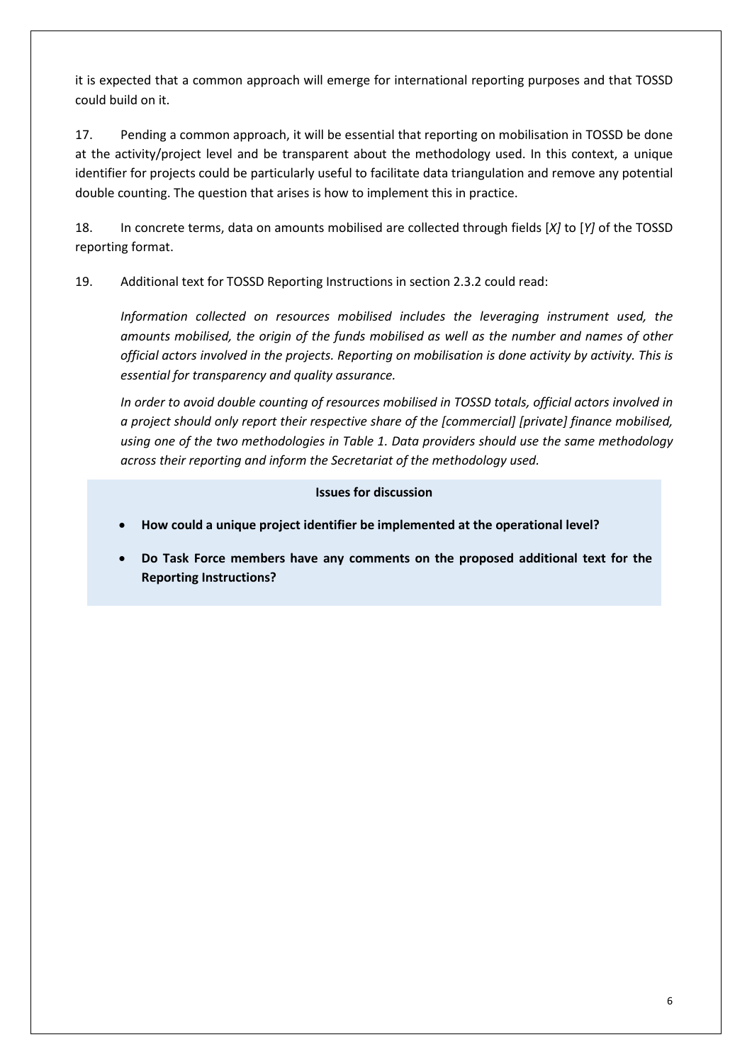it is expected that a common approach will emerge for international reporting purposes and that TOSSD could build on it.

17. Pending a common approach, it will be essential that reporting on mobilisation in TOSSD be done at the activity/project level and be transparent about the methodology used. In this context, a unique identifier for projects could be particularly useful to facilitate data triangulation and remove any potential double counting. The question that arises is how to implement this in practice.

18. In concrete terms, data on amounts mobilised are collected through fields [*X]* to [*Y]* of the TOSSD reporting format.

19. Additional text for TOSSD Reporting Instructions in section 2.3.2 could read:

> *Information collected on resources mobilised includes the leveraging instrument used, the amounts mobilised, the origin of the funds mobilised as well as the number and names of other official actors involved in the projects. Reporting on mobilisation is done activity by activity. This is essential for transparency and quality assurance.*
>
> *In order to avoid double counting of resources mobilised in TOSSD totals, official actors involved in a project should only report their respective share of the [commercial] [private] finance mobilised, using one of the two methodologies in Table 1. Data providers should use the same methodology across their reporting and inform the Secretariat of the methodology used.*

**Issues for discussion**

- **How could a unique project identifier be implemented at the operational level?**
- **Do Task Force members have any comments on the proposed additional text for the Reporting Instructions?**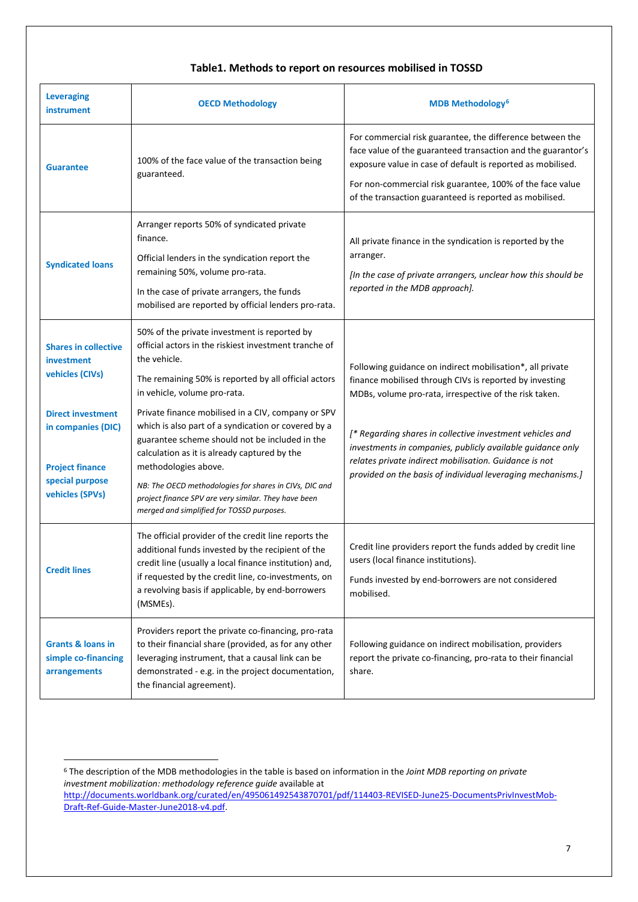### Table1. Methods to report on resources mobilised in TOSSD

| Leveraging instrument | OECD Methodology | MDB Methodology[6] |
|---|---|---|
| **Guarantee** | 100% of the face value of the transaction being guaranteed. | For commercial risk guarantee, the difference between the face value of the guaranteed transaction and the guarantor's exposure value in case of default is reported as mobilised.<br><br>For non-commercial risk guarantee, 100% of the face value of the transaction guaranteed is reported as mobilised. |
| **Syndicated loans** | Arranger reports 50% of syndicated private finance.<br><br>Official lenders in the syndication report the remaining 50%, volume pro-rata.<br><br>In the case of private arrangers, the funds mobilised are reported by official lenders pro-rata. | All private finance in the syndication is reported by the arranger.<br><br>*[In the case of private arrangers, unclear how this should be reported in the MDB approach].* |
| **Shares in collective investment vehicles (CIVs)**<br><br>**Direct investment in companies (DIC)**<br><br>**Project finance special purpose vehicles (SPVs)** | 50% of the private investment is reported by official actors in the riskiest investment tranche of the vehicle.<br><br>The remaining 50% is reported by all official actors in vehicle, volume pro-rata.<br><br>Private finance mobilised in a CIV, company or SPV which is also part of a syndication or covered by a guarantee scheme should not be included in the calculation as it is already captured by the methodologies above.<br><br>*NB: The OECD methodologies for shares in CIVs, DIC and project finance SPV are very similar. They have been merged and simplified for TOSSD purposes.* | Following guidance on indirect mobilisation*, all private finance mobilised through CIVs is reported by investing MDBs, volume pro-rata, irrespective of the risk taken.<br><br>*[* Regarding shares in collective investment vehicles and investments in companies, publicly available guidance only relates private indirect mobilisation. Guidance is not provided on the basis of individual leveraging mechanisms.]* |
| **Credit lines** | The official provider of the credit line reports the additional funds invested by the recipient of the credit line (usually a local finance institution) and, if requested by the credit line, co-investments, on a revolving basis if applicable, by end-borrowers (MSMEs). | Credit line providers report the funds added by credit line users (local finance institutions).<br><br>Funds invested by end-borrowers are not considered mobilised. |
| **Grants & loans in simple co-financing arrangements** | Providers report the private co-financing, pro-rata to their financial share (provided, as for any other leveraging instrument, that a causal link can be demonstrated - e.g. in the project documentation, the financial agreement). | Following guidance on indirect mobilisation, providers report the private co-financing, pro-rata to their financial share. |

[6] The description of the MDB methodologies in the table is based on information in the *Joint MDB reporting on private investment mobilization: methodology reference guide* available at http://documents.worldbank.org/curated/en/495061492543870701/pdf/114403-REVISED-June25-DocumentsPrivInvestMob-Draft-Ref-Guide-Master-June2018-v4.pdf.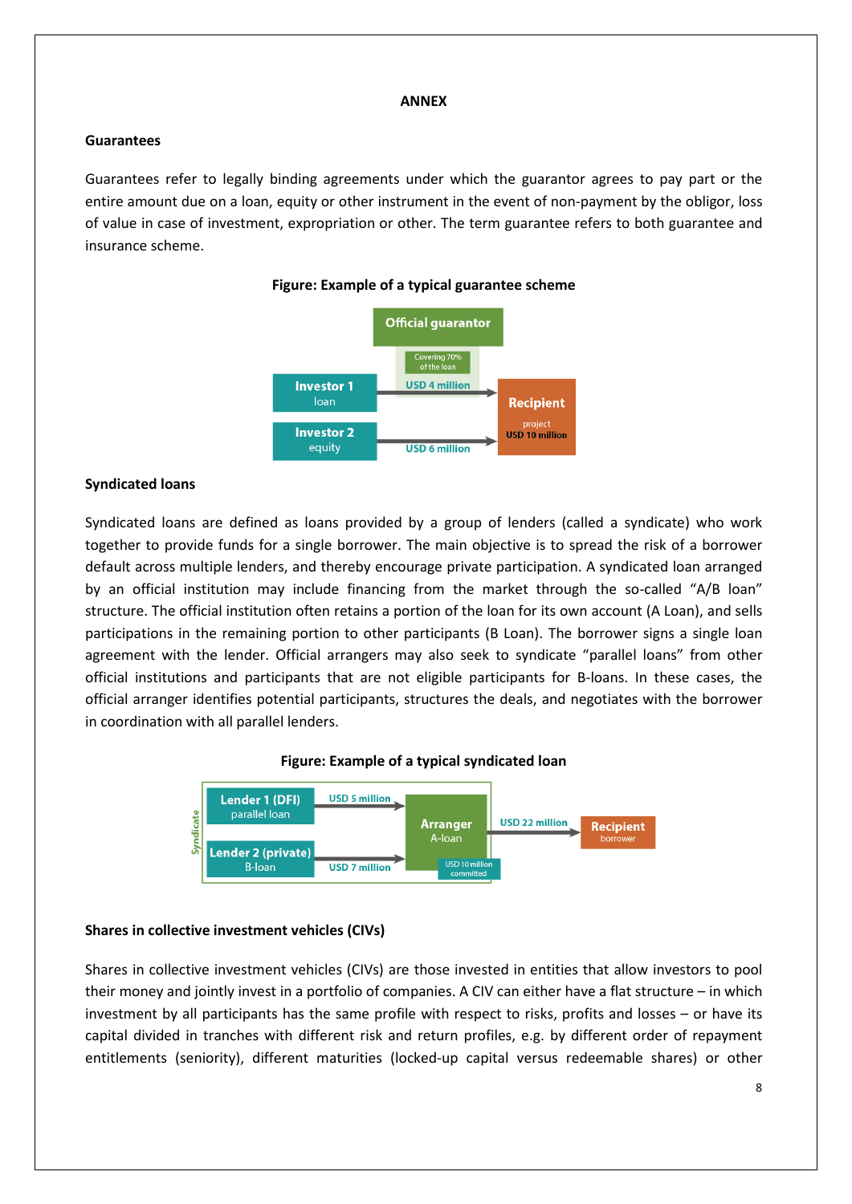## ANNEX

### Guarantees

Guarantees refer to legally binding agreements under which the guarantor agrees to pay part or the entire amount due on a loan, equity or other instrument in the event of non-payment by the obligor, loss of value in case of investment, expropriation or other. The term guarantee refers to both guarantee and insurance scheme.

**Figure: Example of a typical guarantee scheme**

Official guarantor

Covering 70% of the loan

Investor 1 loan — USD 4 million → Recipient project USD 10 million

Investor 2 equity — USD 6 million → Recipient

### Syndicated loans

Syndicated loans are defined as loans provided by a group of lenders (called a syndicate) who work together to provide funds for a single borrower. The main objective is to spread the risk of a borrower default across multiple lenders, and thereby encourage private participation. A syndicated loan arranged by an official institution may include financing from the market through the so-called "A/B loan" structure. The official institution often retains a portion of the loan for its own account (A Loan), and sells participations in the remaining portion to other participants (B Loan). The borrower signs a single loan agreement with the lender. Official arrangers may also seek to syndicate "parallel loans" from other official institutions and participants that are not eligible participants for B-loans. In these cases, the official arranger identifies potential participants, structures the deals, and negotiates with the borrower in coordination with all parallel lenders.

**Figure: Example of a typical syndicated loan**

Syndicate

Lender 1 (DFI) parallel loan — USD 5 million → Arranger A-loan

Lender 2 (private) B-loan — USD 7 million → Arranger A-loan

Arranger A-loan (USD 10 million committed) — USD 22 million → Recipient borrower

### Shares in collective investment vehicles (CIVs)

Shares in collective investment vehicles (CIVs) are those invested in entities that allow investors to pool their money and jointly invest in a portfolio of companies. A CIV can either have a flat structure – in which investment by all participants has the same profile with respect to risks, profits and losses – or have its capital divided in tranches with different risk and return profiles, e.g. by different order of repayment entitlements (seniority), different maturities (locked-up capital versus redeemable shares) or other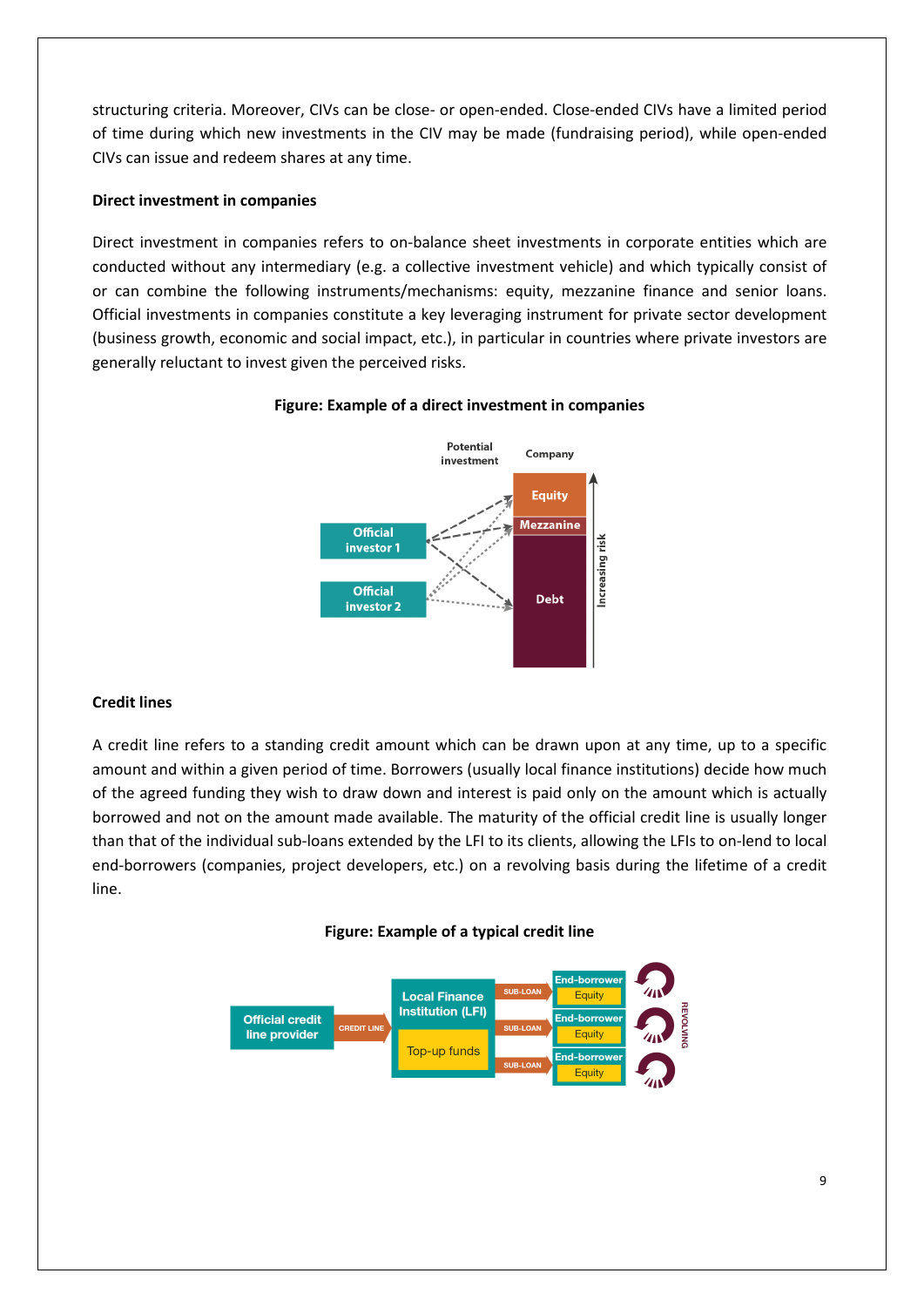structuring criteria. Moreover, CIVs can be close- or open-ended. Close-ended CIVs have a limited period of time during which new investments in the CIV may be made (fundraising period), while open-ended CIVs can issue and redeem shares at any time.

**Direct investment in companies**

Direct investment in companies refers to on-balance sheet investments in corporate entities which are conducted without any intermediary (e.g. a collective investment vehicle) and which typically consist of or can combine the following instruments/mechanisms: equity, mezzanine finance and senior loans. Official investments in companies constitute a key leveraging instrument for private sector development (business growth, economic and social impact, etc.), in particular in countries where private investors are generally reluctant to invest given the perceived risks.

**Figure: Example of a direct investment in companies**

Potential investment | Company

Official investor 1 | Official investor 2 | Equity | Mezzanine | Debt | Increasing risk

**Credit lines**

A credit line refers to a standing credit amount which can be drawn upon at any time, up to a specific amount and within a given period of time. Borrowers (usually local finance institutions) decide how much of the agreed funding they wish to draw down and interest is paid only on the amount which is actually borrowed and not on the amount made available. The maturity of the official credit line is usually longer than that of the individual sub-loans extended by the LFI to its clients, allowing the LFIs to on-lend to local end-borrowers (companies, project developers, etc.) on a revolving basis during the lifetime of a credit line.

**Figure: Example of a typical credit line**

Official credit line provider → CREDIT LINE → Local Finance Institution (LFI) (Top-up funds) → SUB-LOAN → End-borrower (Equity) ×3 — REVOLVING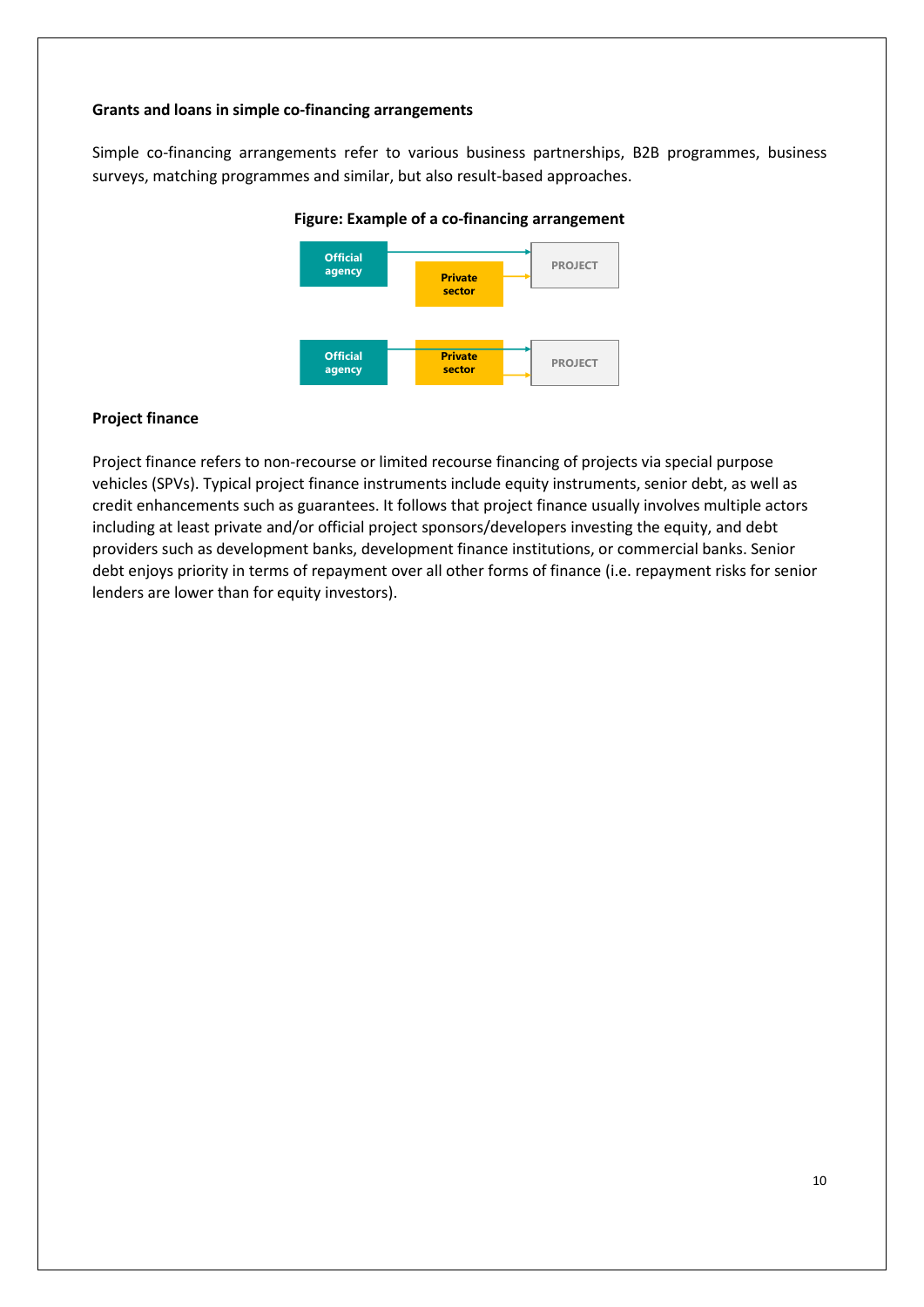**Grants and loans in simple co-financing arrangements**

Simple co-financing arrangements refer to various business partnerships, B2B programmes, business surveys, matching programmes and similar, but also result-based approaches.

**Figure: Example of a co-financing arrangement**

Official agency

Private sector

PROJECT

Official agency

Private sector

PROJECT

**Project finance**

Project finance refers to non-recourse or limited recourse financing of projects via special purpose vehicles (SPVs). Typical project finance instruments include equity instruments, senior debt, as well as credit enhancements such as guarantees. It follows that project finance usually involves multiple actors including at least private and/or official project sponsors/developers investing the equity, and debt providers such as development banks, development finance institutions, or commercial banks. Senior debt enjoys priority in terms of repayment over all other forms of finance (i.e. repayment risks for senior lenders are lower than for equity investors).